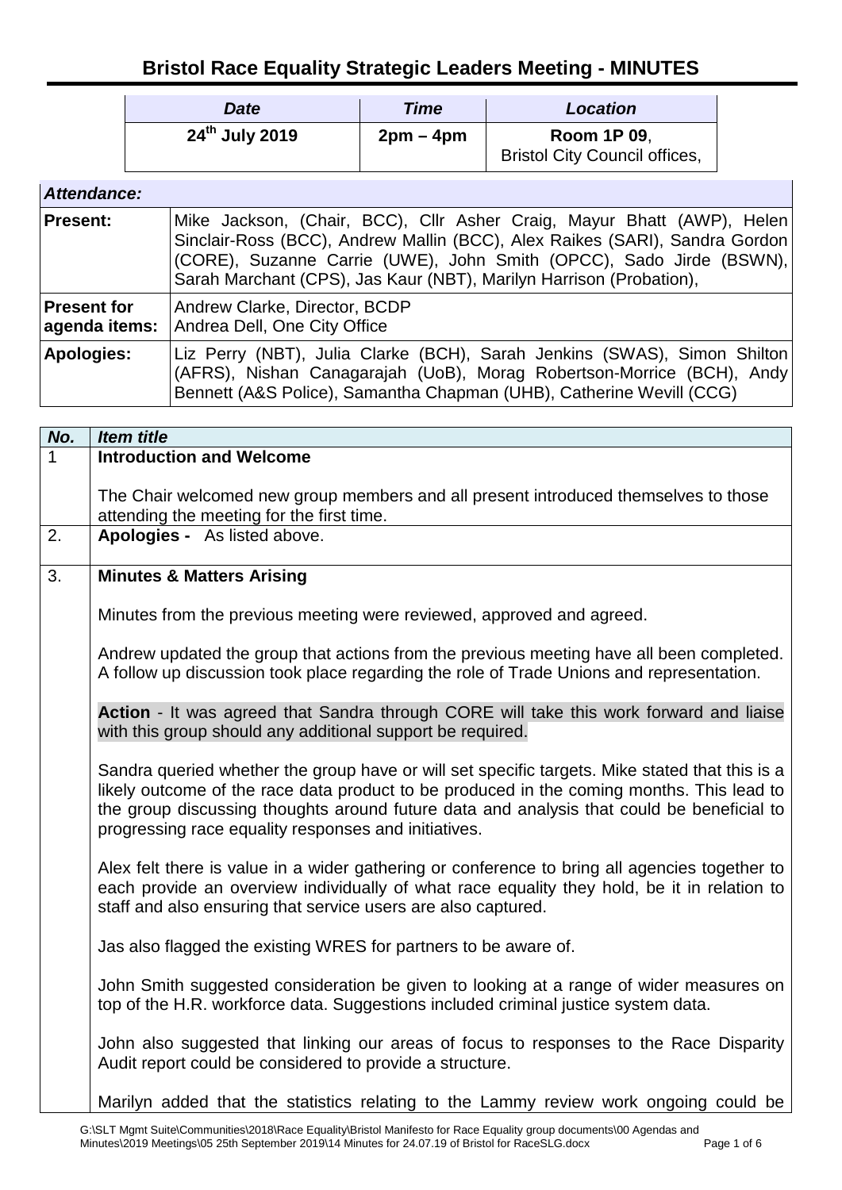# Bristol Race Equality Strategic Leaders Meeting - MINUTES

| *Date* | *Time* | *Location* |
| --- | --- | --- |
| **24th July 2019** | **2pm – 4pm** | **Room 1P 09**, Bristol City Council offices, |

| *Attendance:* | |
| --- | --- |
| **Present:** | Mike Jackson, (Chair, BCC), Cllr Asher Craig, Mayur Bhatt (AWP), Helen Sinclair-Ross (BCC), Andrew Mallin (BCC), Alex Raikes (SARI), Sandra Gordon (CORE), Suzanne Carrie (UWE), John Smith (OPCC), Sado Jirde (BSWN), Sarah Marchant (CPS), Jas Kaur (NBT), Marilyn Harrison (Probation), |
| **Present for agenda items:** | Andrew Clarke, Director, BCDP<br>Andrea Dell, One City Office |
| **Apologies:** | Liz Perry (NBT), Julia Clarke (BCH), Sarah Jenkins (SWAS), Simon Shilton (AFRS), Nishan Canagarajah (UoB), Morag Robertson-Morrice (BCH), Andy Bennett (A&S Police), Samantha Chapman (UHB), Catherine Wevill (CCG) |

| *No.* | *Item title* |
| --- | --- |
| 1 | **Introduction and Welcome**<br><br>The Chair welcomed new group members and all present introduced themselves to those attending the meeting for the first time. |
| 2. | **Apologies -** As listed above. |
| 3. | **Minutes & Matters Arising**<br><br>Minutes from the previous meeting were reviewed, approved and agreed.<br><br>Andrew updated the group that actions from the previous meeting have all been completed. A follow up discussion took place regarding the role of Trade Unions and representation.<br><br>**Action** - It was agreed that Sandra through CORE will take this work forward and liaise with this group should any additional support be required.<br><br>Sandra queried whether the group have or will set specific targets. Mike stated that this is a likely outcome of the race data product to be produced in the coming months. This lead to the group discussing thoughts around future data and analysis that could be beneficial to progressing race equality responses and initiatives.<br><br>Alex felt there is value in a wider gathering or conference to bring all agencies together to each provide an overview individually of what race equality they hold, be it in relation to staff and also ensuring that service users are also captured.<br><br>Jas also flagged the existing WRES for partners to be aware of.<br><br>John Smith suggested consideration be given to looking at a range of wider measures on top of the H.R. workforce data. Suggestions included criminal justice system data.<br><br>John also suggested that linking our areas of focus to responses to the Race Disparity Audit report could be considered to provide a structure.<br><br>Marilyn added that the statistics relating to the Lammy review work ongoing could be |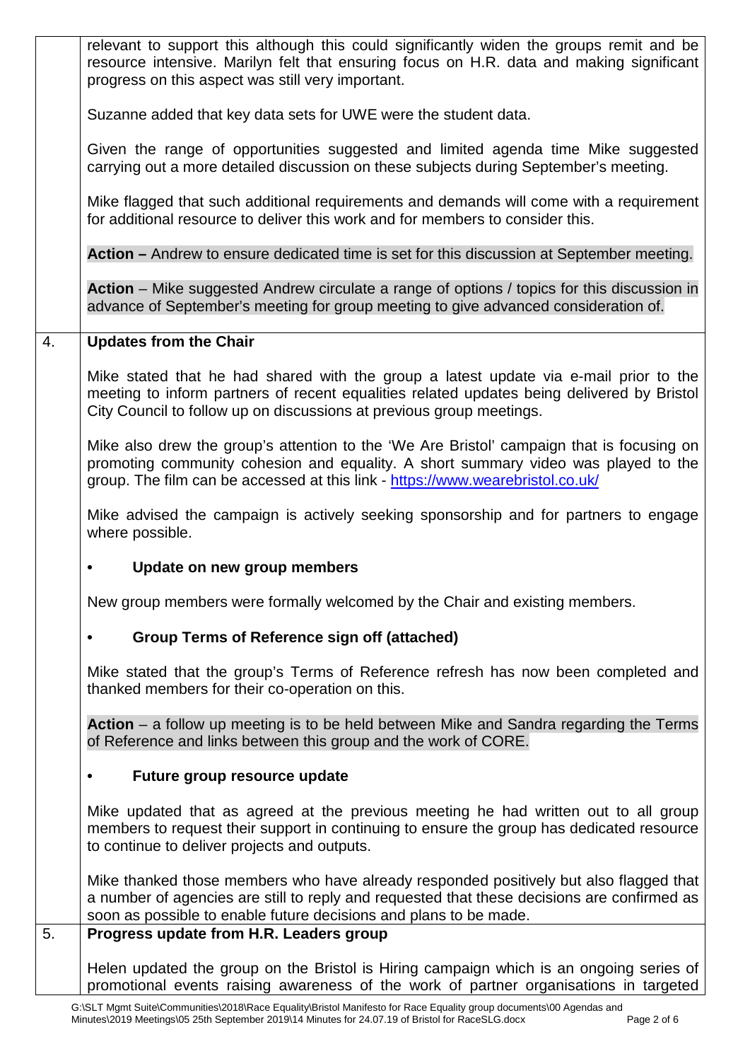| | |
|---|---|
| | relevant to support this although this could significantly widen the groups remit and be resource intensive. Marilyn felt that ensuring focus on H.R. data and making significant progress on this aspect was still very important.<br><br>Suzanne added that key data sets for UWE were the student data.<br><br>Given the range of opportunities suggested and limited agenda time Mike suggested carrying out a more detailed discussion on these subjects during September's meeting.<br><br>Mike flagged that such additional requirements and demands will come with a requirement for additional resource to deliver this work and for members to consider this.<br><br>**Action –** Andrew to ensure dedicated time is set for this discussion at September meeting.<br><br>**Action** – Mike suggested Andrew circulate a range of options / topics for this discussion in advance of September's meeting for group meeting to give advanced consideration of. |
| 4. | **Updates from the Chair**<br><br>Mike stated that he had shared with the group a latest update via e-mail prior to the meeting to inform partners of recent equalities related updates being delivered by Bristol City Council to follow up on discussions at previous group meetings.<br><br>Mike also drew the group's attention to the 'We Are Bristol' campaign that is focusing on promoting community cohesion and equality. A short summary video was played to the group. The film can be accessed at this link - https://www.wearebristol.co.uk/<br><br>Mike advised the campaign is actively seeking sponsorship and for partners to engage where possible.<br><br>• **Update on new group members**<br><br>New group members were formally welcomed by the Chair and existing members.<br><br>• **Group Terms of Reference sign off (attached)**<br><br>Mike stated that the group's Terms of Reference refresh has now been completed and thanked members for their co-operation on this.<br><br>**Action** – a follow up meeting is to be held between Mike and Sandra regarding the Terms of Reference and links between this group and the work of CORE.<br><br>• **Future group resource update**<br><br>Mike updated that as agreed at the previous meeting he had written out to all group members to request their support in continuing to ensure the group has dedicated resource to continue to deliver projects and outputs.<br><br>Mike thanked those members who have already responded positively but also flagged that a number of agencies are still to reply and requested that these decisions are confirmed as soon as possible to enable future decisions and plans to be made. |
| 5. | **Progress update from H.R. Leaders group**<br><br>Helen updated the group on the Bristol is Hiring campaign which is an ongoing series of promotional events raising awareness of the work of partner organisations in targeted |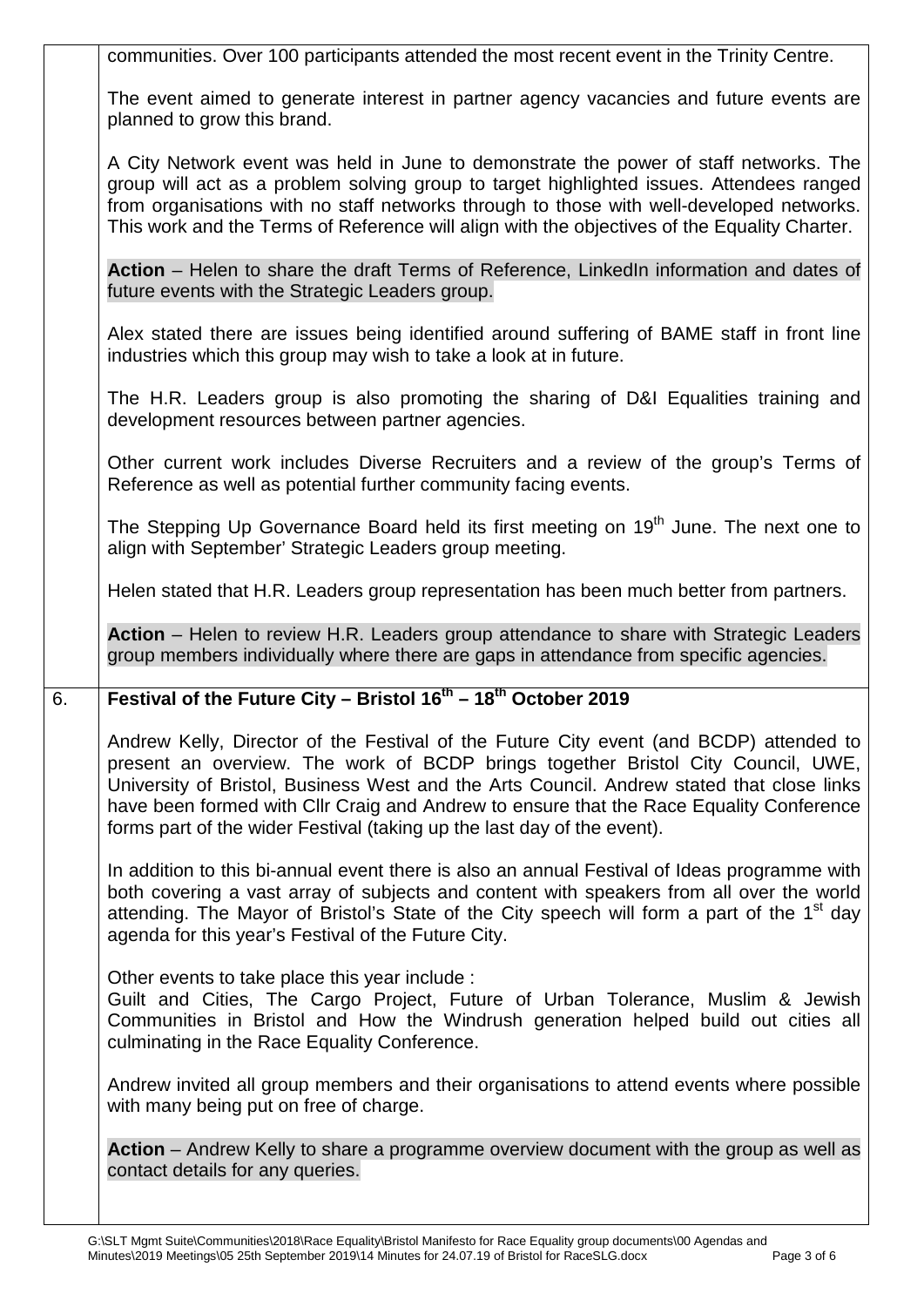communities. Over 100 participants attended the most recent event in the Trinity Centre.

The event aimed to generate interest in partner agency vacancies and future events are planned to grow this brand.

A City Network event was held in June to demonstrate the power of staff networks. The group will act as a problem solving group to target highlighted issues. Attendees ranged from organisations with no staff networks through to those with well-developed networks. This work and the Terms of Reference will align with the objectives of the Equality Charter.

**Action** – Helen to share the draft Terms of Reference, LinkedIn information and dates of future events with the Strategic Leaders group.

Alex stated there are issues being identified around suffering of BAME staff in front line industries which this group may wish to take a look at in future.

The H.R. Leaders group is also promoting the sharing of D&I Equalities training and development resources between partner agencies.

Other current work includes Diverse Recruiters and a review of the group's Terms of Reference as well as potential further community facing events.

The Stepping Up Governance Board held its first meeting on 19th June. The next one to align with September' Strategic Leaders group meeting.

Helen stated that H.R. Leaders group representation has been much better from partners.

**Action** – Helen to review H.R. Leaders group attendance to share with Strategic Leaders group members individually where there are gaps in attendance from specific agencies.

## 6. Festival of the Future City – Bristol 16th – 18th October 2019

Andrew Kelly, Director of the Festival of the Future City event (and BCDP) attended to present an overview. The work of BCDP brings together Bristol City Council, UWE, University of Bristol, Business West and the Arts Council. Andrew stated that close links have been formed with Cllr Craig and Andrew to ensure that the Race Equality Conference forms part of the wider Festival (taking up the last day of the event).

In addition to this bi-annual event there is also an annual Festival of Ideas programme with both covering a vast array of subjects and content with speakers from all over the world attending. The Mayor of Bristol's State of the City speech will form a part of the 1st day agenda for this year's Festival of the Future City.

Other events to take place this year include :
Guilt and Cities, The Cargo Project, Future of Urban Tolerance, Muslim & Jewish Communities in Bristol and How the Windrush generation helped build out cities all culminating in the Race Equality Conference.

Andrew invited all group members and their organisations to attend events where possible with many being put on free of charge.

**Action** – Andrew Kelly to share a programme overview document with the group as well as contact details for any queries.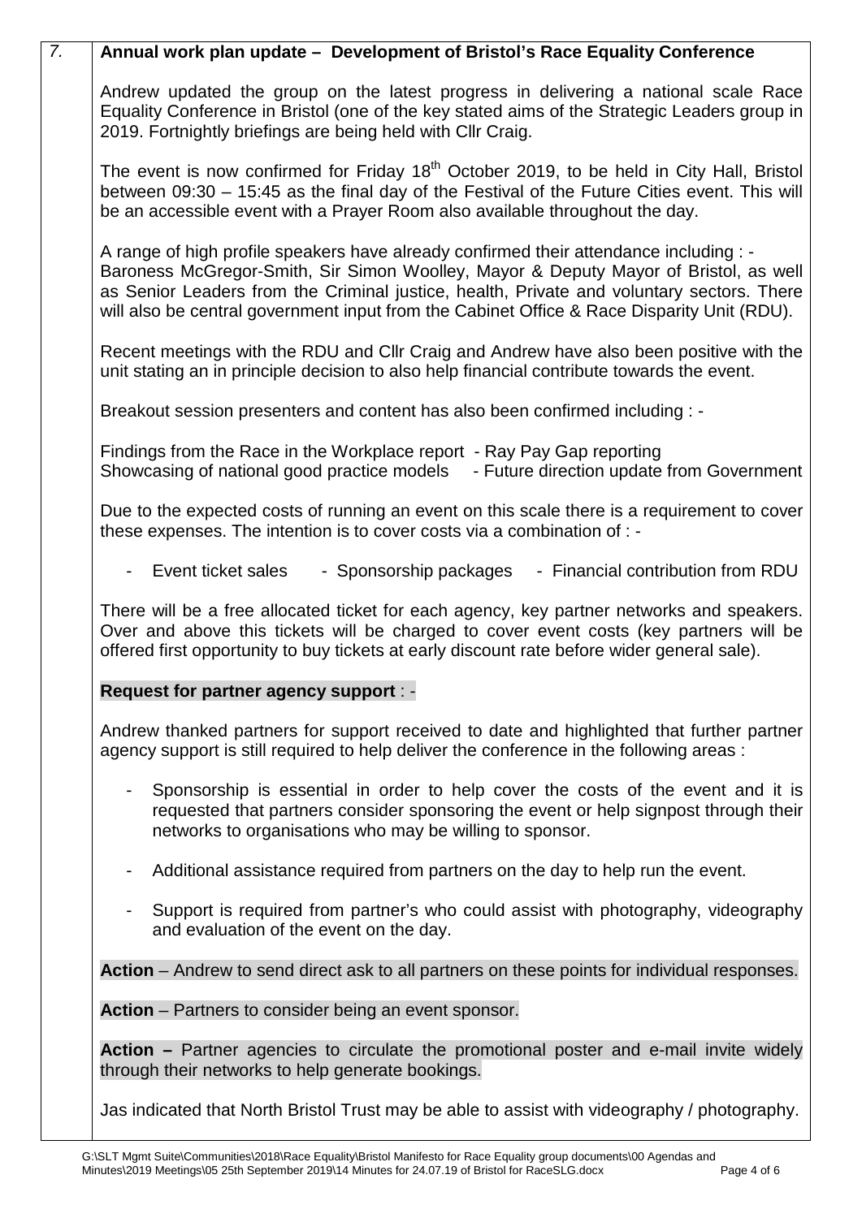7. **Annual work plan update – Development of Bristol's Race Equality Conference**

Andrew updated the group on the latest progress in delivering a national scale Race Equality Conference in Bristol (one of the key stated aims of the Strategic Leaders group in 2019. Fortnightly briefings are being held with Cllr Craig.

The event is now confirmed for Friday 18th October 2019, to be held in City Hall, Bristol between 09:30 – 15:45 as the final day of the Festival of the Future Cities event. This will be an accessible event with a Prayer Room also available throughout the day.

A range of high profile speakers have already confirmed their attendance including : - Baroness McGregor-Smith, Sir Simon Woolley, Mayor & Deputy Mayor of Bristol, as well as Senior Leaders from the Criminal justice, health, Private and voluntary sectors. There will also be central government input from the Cabinet Office & Race Disparity Unit (RDU).

Recent meetings with the RDU and Cllr Craig and Andrew have also been positive with the unit stating an in principle decision to also help financial contribute towards the event.

Breakout session presenters and content has also been confirmed including : -

Findings from the Race in the Workplace report - Ray Pay Gap reporting
Showcasing of national good practice models - Future direction update from Government

Due to the expected costs of running an event on this scale there is a requirement to cover these expenses. The intention is to cover costs via a combination of : -

- Event ticket sales - Sponsorship packages - Financial contribution from RDU

There will be a free allocated ticket for each agency, key partner networks and speakers. Over and above this tickets will be charged to cover event costs (key partners will be offered first opportunity to buy tickets at early discount rate before wider general sale).

**Request for partner agency support** : -

Andrew thanked partners for support received to date and highlighted that further partner agency support is still required to help deliver the conference in the following areas :

- Sponsorship is essential in order to help cover the costs of the event and it is requested that partners consider sponsoring the event or help signpost through their networks to organisations who may be willing to sponsor.
- Additional assistance required from partners on the day to help run the event.
- Support is required from partner's who could assist with photography, videography and evaluation of the event on the day.

**Action** – Andrew to send direct ask to all partners on these points for individual responses.

**Action** – Partners to consider being an event sponsor.

**Action –** Partner agencies to circulate the promotional poster and e-mail invite widely through their networks to help generate bookings.

Jas indicated that North Bristol Trust may be able to assist with videography / photography.

G:\SLT Mgmt Suite\Communities\2018\Race Equality\Bristol Manifesto for Race Equality group documents\00 Agendas and Minutes\2019 Meetings\05 25th September 2019\14 Minutes for 24.07.19 of Bristol for RaceSLG.docx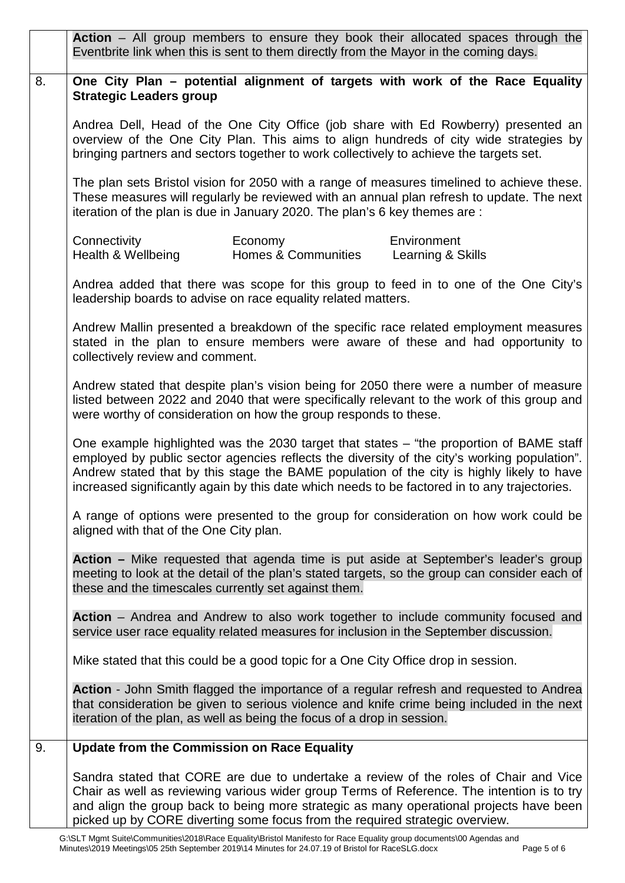**Action** – All group members to ensure they book their allocated spaces through the Eventbrite link when this is sent to them directly from the Mayor in the coming days.

## 8. One City Plan – potential alignment of targets with work of the Race Equality Strategic Leaders group

Andrea Dell, Head of the One City Office (job share with Ed Rowberry) presented an overview of the One City Plan. This aims to align hundreds of city wide strategies by bringing partners and sectors together to work collectively to achieve the targets set.

The plan sets Bristol vision for 2050 with a range of measures timelined to achieve these. These measures will regularly be reviewed with an annual plan refresh to update. The next iteration of the plan is due in January 2020. The plan's 6 key themes are :

| | | |
|---|---|---|
| Connectivity | Economy | Environment |
| Health & Wellbeing | Homes & Communities | Learning & Skills |

Andrea added that there was scope for this group to feed in to one of the One City's leadership boards to advise on race equality related matters.

Andrew Mallin presented a breakdown of the specific race related employment measures stated in the plan to ensure members were aware of these and had opportunity to collectively review and comment.

Andrew stated that despite plan's vision being for 2050 there were a number of measure listed between 2022 and 2040 that were specifically relevant to the work of this group and were worthy of consideration on how the group responds to these.

One example highlighted was the 2030 target that states – "the proportion of BAME staff employed by public sector agencies reflects the diversity of the city's working population". Andrew stated that by this stage the BAME population of the city is highly likely to have increased significantly again by this date which needs to be factored in to any trajectories.

A range of options were presented to the group for consideration on how work could be aligned with that of the One City plan.

**Action –** Mike requested that agenda time is put aside at September's leader's group meeting to look at the detail of the plan's stated targets, so the group can consider each of these and the timescales currently set against them.

**Action** – Andrea and Andrew to also work together to include community focused and service user race equality related measures for inclusion in the September discussion.

Mike stated that this could be a good topic for a One City Office drop in session.

**Action** - John Smith flagged the importance of a regular refresh and requested to Andrea that consideration be given to serious violence and knife crime being included in the next iteration of the plan, as well as being the focus of a drop in session.

## 9. Update from the Commission on Race Equality

Sandra stated that CORE are due to undertake a review of the roles of Chair and Vice Chair as well as reviewing various wider group Terms of Reference. The intention is to try and align the group back to being more strategic as many operational projects have been picked up by CORE diverting some focus from the required strategic overview.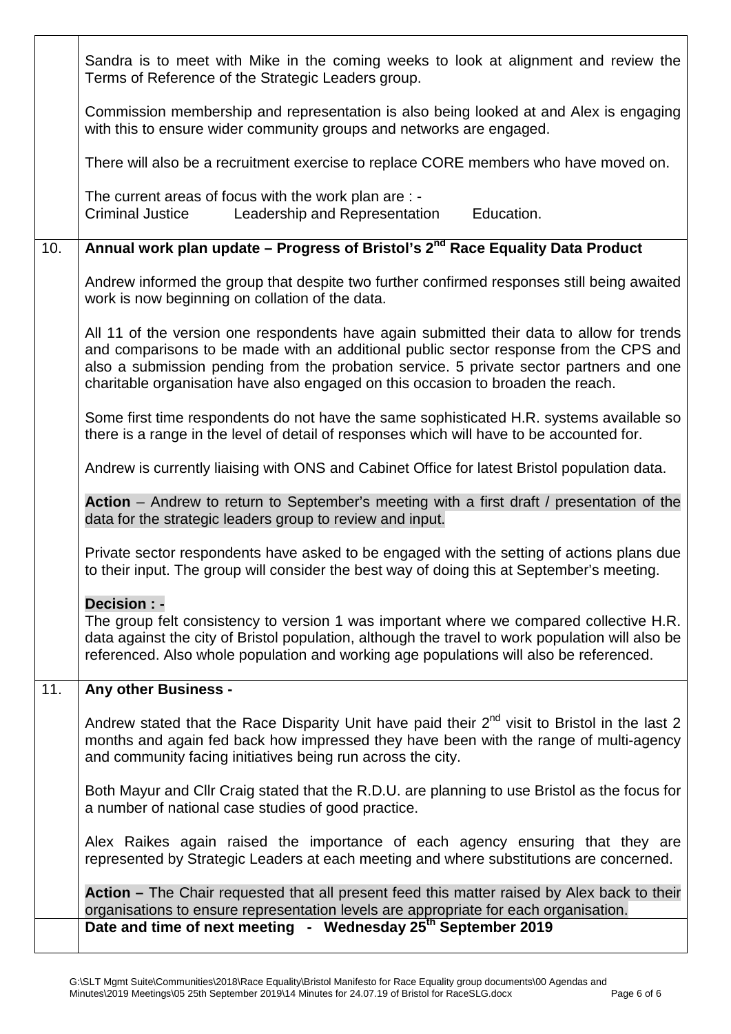| | |
|---|---|
| | Sandra is to meet with Mike in the coming weeks to look at alignment and review the Terms of Reference of the Strategic Leaders group.<br><br>Commission membership and representation is also being looked at and Alex is engaging with this to ensure wider community groups and networks are engaged.<br><br>There will also be a recruitment exercise to replace CORE members who have moved on.<br><br>The current areas of focus with the work plan are : -<br>Criminal Justice     Leadership and Representation     Education. |
| 10. | **Annual work plan update – Progress of Bristol's 2nd Race Equality Data Product**<br><br>Andrew informed the group that despite two further confirmed responses still being awaited work is now beginning on collation of the data.<br><br>All 11 of the version one respondents have again submitted their data to allow for trends and comparisons to be made with an additional public sector response from the CPS and also a submission pending from the probation service. 5 private sector partners and one charitable organisation have also engaged on this occasion to broaden the reach.<br><br>Some first time respondents do not have the same sophisticated H.R. systems available so there is a range in the level of detail of responses which will have to be accounted for.<br><br>Andrew is currently liaising with ONS and Cabinet Office for latest Bristol population data.<br><br>**Action** – Andrew to return to September's meeting with a first draft / presentation of the data for the strategic leaders group to review and input.<br><br>Private sector respondents have asked to be engaged with the setting of actions plans due to their input. The group will consider the best way of doing this at September's meeting.<br><br>**Decision : -**<br>The group felt consistency to version 1 was important where we compared collective H.R. data against the city of Bristol population, although the travel to work population will also be referenced. Also whole population and working age populations will also be referenced. |
| 11. | **Any other Business -**<br><br>Andrew stated that the Race Disparity Unit have paid their 2nd visit to Bristol in the last 2 months and again fed back how impressed they have been with the range of multi-agency and community facing initiatives being run across the city.<br><br>Both Mayur and Cllr Craig stated that the R.D.U. are planning to use Bristol as the focus for a number of national case studies of good practice.<br><br>Alex Raikes again raised the importance of each agency ensuring that they are represented by Strategic Leaders at each meeting and where substitutions are concerned.<br><br>**Action –** The Chair requested that all present feed this matter raised by Alex back to their organisations to ensure representation levels are appropriate for each organisation. |
| | **Date and time of next meeting - Wednesday 25th September 2019** |

G:\SLT Mgmt Suite\Communities\2018\Race Equality\Bristol Manifesto for Race Equality group documents\00 Agendas and Minutes\2019 Meetings\05 25th September 2019\14 Minutes for 24.07.19 of Bristol for RaceSLG.docx